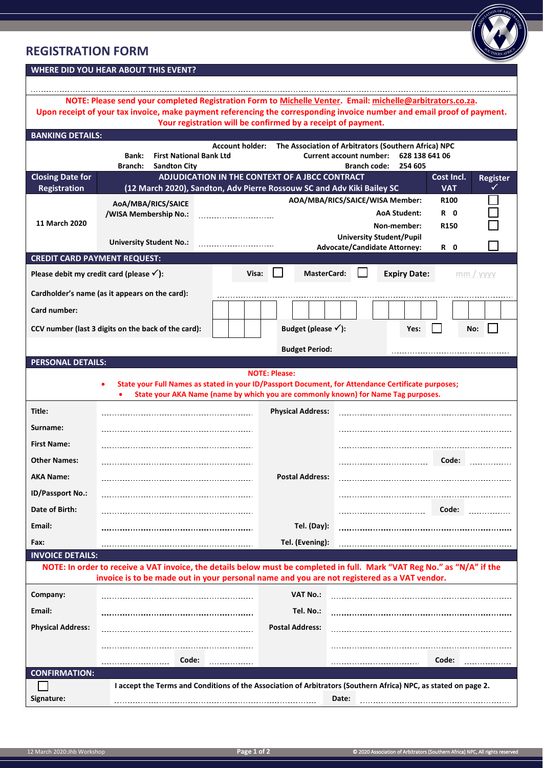# REGISTRATION FORM

## WHERE DID YOU HEAR ABOUT THIS EVENT?

..............................................................................................................................................................

**NOTE: Please send your completed Registration Form to Michelle Venter. Email: michelle@arbitrators.co.za. Upon receipt of your tax invoice, make payment referencing the corresponding invoice number and email proof of payment. Your registration will be confirmed by a receipt of payment.**

## BANKING DETAILS:

**Account holder:** The Association of Arbitrators (Southern Africa) NPC
**Bank:** First National Bank Ltd
**Current account number:** 628 138 641 06
**Branch:** Sandton City
**Branch code:** 254 605

| Closing Date for Registration | ADJUDICATION IN THE CONTEXT OF A JBCC CONTRACT (12 March 2020), Sandton, Adv Pierre Rossouw SC and Adv Kiki Bailey SC | | | Cost Incl. VAT | Register ✓ |
|---|---|---|---|---|---|
| 11 March 2020 | AoA/MBA/RICS/SAICE /WISA Membership No.: | .............................. | AOA/MBA/RICS/SAICE/WISA Member: | R100 | ☐ |
| | | | AoA Student: | R 0 | ☐ |
| | | | Non-member: | R150 | ☐ |
| | University Student No.: | .............................. | University Student/Pupil Advocate/Candidate Attorney: | R 0 | ☐ |

## CREDIT CARD PAYMENT REQUEST:

Please debit my credit card (please ✓): Visa: ☐ MasterCard: ☐ Expiry Date: mm / yyyy

Cardholder's name (as it appears on the card): ..............................................................................

Card number: ☐☐☐☐ ☐☐☐☐ ☐☐☐☐ ☐☐☐☐

CCV number (last 3 digits on the back of the card): ☐☐☐ Budget (please ✓): Yes: ☐ No: ☐

Budget Period: ..............................

## PERSONAL DETAILS:

**NOTE: Please:**

- State your Full Names as stated in your ID/Passport Document, for Attendance Certificate purposes;
- State your AKA Name (name by which you are commonly known) for Name Tag purposes.

| | | | |
|---|---|---|---|
| Title: | .............................. | Physical Address: | .............................. |
| Surname: | .............................. | | .............................. |
| First Name: | .............................. | | .............................. |
| Other Names: | .............................. | | .............................. Code: .............. |
| AKA Name: | .............................. | Postal Address: | .............................. |
| ID/Passport No.: | .............................. | | .............................. |
| Date of Birth: | .............................. | | .............................. Code: .............. |
| Email: | .............................. | Tel. (Day): | .............................. |
| Fax: | .............................. | Tel. (Evening): | .............................. |

## INVOICE DETAILS:

**NOTE: In order to receive a VAT invoice, the details below must be completed in full. Mark "VAT Reg No." as "N/A" if the invoice is to be made out in your personal name and you are not registered as a VAT vendor.**

| | | | |
|---|---|---|---|
| Company: | .............................. | VAT No.: | .............................. |
| Email: | .............................. | Tel. No.: | .............................. |
| Physical Address: | .............................. | Postal Address: | .............................. |
| | .............................. | | .............................. |
| | .............................. Code: .............. | | .............................. Code: .............. |

## CONFIRMATION:

☐ I accept the Terms and Conditions of the Association of Arbitrators (Southern Africa) NPC, as stated on page 2.

Signature: .............................................................. Date: ..............................................................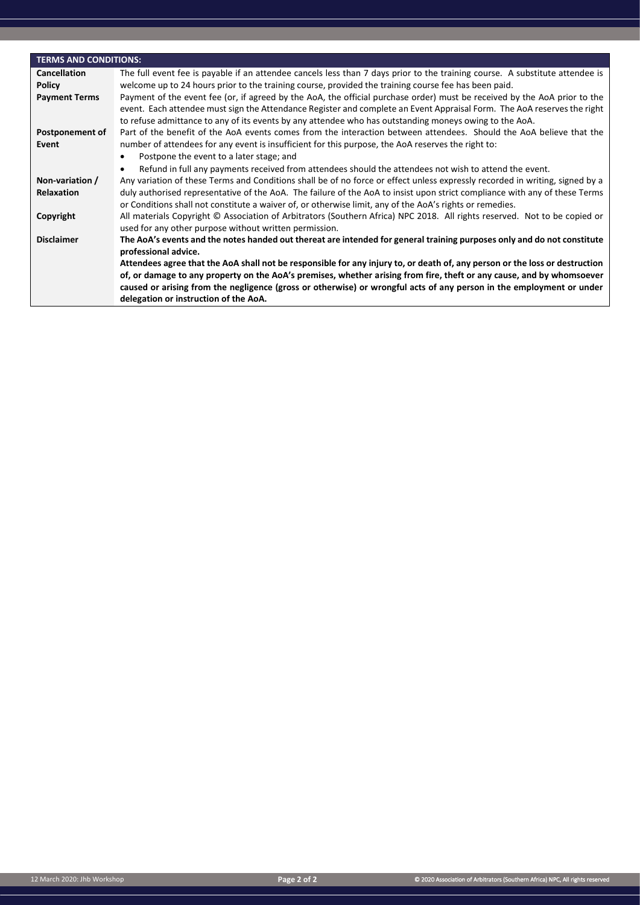| TERMS AND CONDITIONS: | |
|---|---|
| **Cancellation Policy** | The full event fee is payable if an attendee cancels less than 7 days prior to the training course. A substitute attendee is welcome up to 24 hours prior to the training course, provided the training course fee has been paid. |
| **Payment Terms** | Payment of the event fee (or, if agreed by the AoA, the official purchase order) must be received by the AoA prior to the event. Each attendee must sign the Attendance Register and complete an Event Appraisal Form. The AoA reserves the right to refuse admittance to any of its events by any attendee who has outstanding moneys owing to the AoA. |
| **Postponement of Event** | Part of the benefit of the AoA events comes from the interaction between attendees. Should the AoA believe that the number of attendees for any event is insufficient for this purpose, the AoA reserves the right to:<br>• Postpone the event to a later stage; and<br>• Refund in full any payments received from attendees should the attendees not wish to attend the event. |
| **Non-variation / Relaxation** | Any variation of these Terms and Conditions shall be of no force or effect unless expressly recorded in writing, signed by a duly authorised representative of the AoA. The failure of the AoA to insist upon strict compliance with any of these Terms or Conditions shall not constitute a waiver of, or otherwise limit, any of the AoA's rights or remedies. |
| **Copyright** | All materials Copyright © Association of Arbitrators (Southern Africa) NPC 2018. All rights reserved. Not to be copied or used for any other purpose without written permission. |
| **Disclaimer** | **The AoA's events and the notes handed out thereat are intended for general training purposes only and do not constitute professional advice.**<br>**Attendees agree that the AoA shall not be responsible for any injury to, or death of, any person or the loss or destruction of, or damage to any property on the AoA's premises, whether arising from fire, theft or any cause, and by whomsoever caused or arising from the negligence (gross or otherwise) or wrongful acts of any person in the employment or under delegation or instruction of the AoA.** |